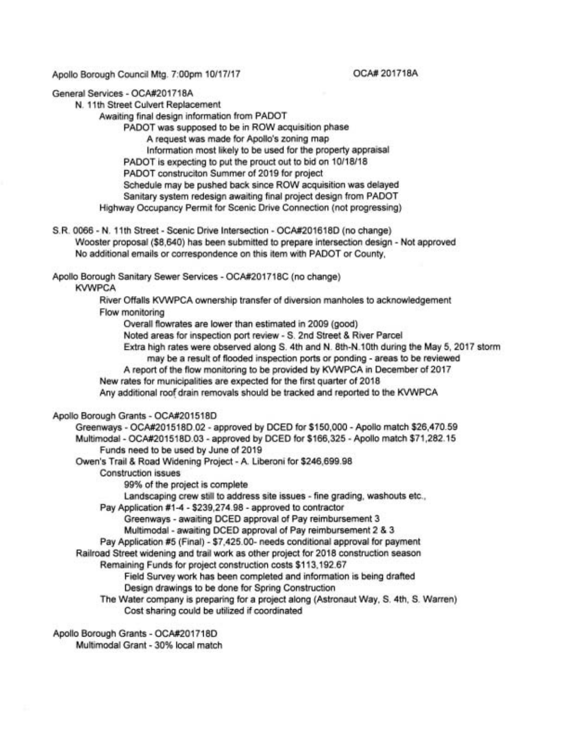Apollo Borough Council Mtg. 7:00pm 10/17/17 OCA# 201718A

General Services - OCA#201718A

- N. 11th Street Culvert Replacement
  - Awaiting final design information from PADOT
    - PADOT was supposed to be in ROW acquisition phase
      - A request was made for Apollo's zoning map
      - Information most likely to be used for the property appraisal
    - PADOT is expecting to put the prouct out to bid on 10/18/18
    - PADOT construciton Summer of 2019 for project
    - Schedule may be pushed back since ROW acquisition was delayed
    - Sanitary system redesign awaiting final project design from PADOT
  - Highway Occupancy Permit for Scenic Drive Connection (not progressing)

S.R. 0066 - N. 11th Street - Scenic Drive Intersection - OCA#201618D (no change)

- Wooster proposal ($8,640) has been submitted to prepare intersection design - Not approved
- No additional emails or correspondence on this item with PADOT or County,

Apollo Borough Sanitary Sewer Services - OCA#201718C (no change)

- KVWPCA
  - River Offalls KVWPCA ownership transfer of diversion manholes to acknowledgement
  - Flow monitoring
    - Overall flowrates are lower than estimated in 2009 (good)
    - Noted areas for inspection port review - S. 2nd Street & River Parcel
    - Extra high rates were observed along S. 4th and N. 8th-N.10th during the May 5, 2017 storm
      - may be a result of flooded inspection ports or ponding - areas to be reviewed
    - A report of the flow monitoring to be provided by KVWPCA in December of 2017
  - New rates for municipalities are expected for the first quarter of 2018
  - Any additional roof drain removals should be tracked and reported to the KVWPCA

Apollo Borough Grants - OCA#201518D

- Greenways - OCA#201518D.02 - approved by DCED for $150,000 - Apollo match $26,470.59
- Multimodal - OCA#201518D.03 - approved by DCED for $166,325 - Apollo match $71,282.15
  - Funds need to be used by June of 2019
- Owen's Trail & Road Widening Project - A. Liberoni for $246,699.98
  - Construction issues
    - 99% of the project is complete
    - Landscaping crew still to address site issues - fine grading, washouts etc.,
  - Pay Application #1-4 - $239,274.98 - approved to contractor
    - Greenways - awaiting DCED approval of Pay reimbursement 3
    - Multimodal - awaiting DCED approval of Pay reimbursement 2 & 3
  - Pay Application #5 (Final) - $7,425.00- needs conditional approval for payment
- Railroad Street widening and trail work as other project for 2018 construction season
  - Remaining Funds for project construction costs $113,192.67
    - Field Survey work has been completed and information is being drafted
    - Design drawings to be done for Spring Construction
  - The Water company is preparing for a project along (Astronaut Way, S. 4th, S. Warren)
    - Cost sharing could be utilized if coordinated

Apollo Borough Grants - OCA#201718D

- Multimodal Grant - 30% local match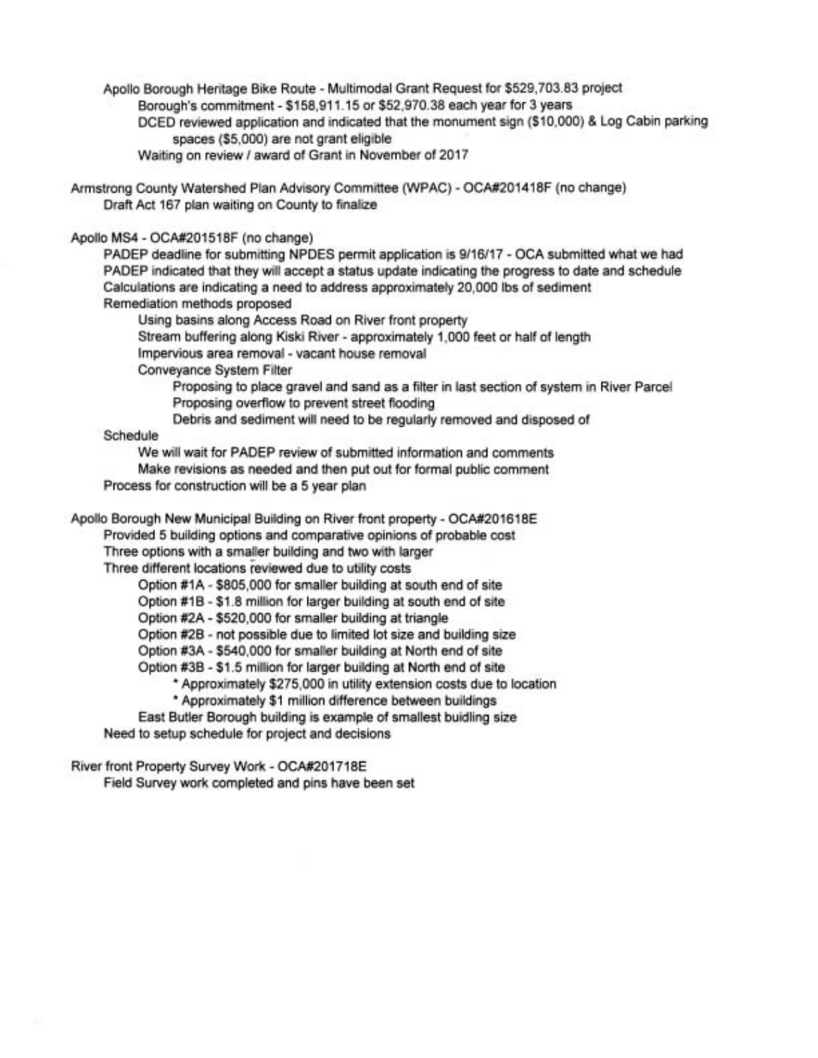- Apollo Borough Heritage Bike Route - Multimodal Grant Request for $529,703.83 project
  - Borough's commitment - $158,911.15 or $52,970.38 each year for 3 years
  - DCED reviewed application and indicated that the monument sign ($10,000) & Log Cabin parking spaces ($5,000) are not grant eligible
  - Waiting on review / award of Grant in November of 2017

Armstrong County Watershed Plan Advisory Committee (WPAC) - OCA#201418F (no change)

- Draft Act 167 plan waiting on County to finalize

Apollo MS4 - OCA#201518F (no change)

- PADEP deadline for submitting NPDES permit application is 9/16/17 - OCA submitted what we had
- PADEP indicated that they will accept a status update indicating the progress to date and schedule
- Calculations are indicating a need to address approximately 20,000 lbs of sediment
- Remediation methods proposed
  - Using basins along Access Road on River front property
  - Stream buffering along Kiski River - approximately 1,000 feet or half of length
  - Impervious area removal - vacant house removal
  - Conveyance System Filter
    - Proposing to place gravel and sand as a filter in last section of system in River Parcel
    - Proposing overflow to prevent street flooding
    - Debris and sediment will need to be regularly removed and disposed of
- Schedule
  - We will wait for PADEP review of submitted information and comments
  - Make revisions as needed and then put out for formal public comment
- Process for construction will be a 5 year plan

Apollo Borough New Municipal Building on River front property - OCA#201618E

- Provided 5 building options and comparative opinions of probable cost
- Three options with a smaller building and two with larger
- Three different locations reviewed due to utility costs
  - Option #1A - $805,000 for smaller building at south end of site
  - Option #1B - $1.8 million for larger building at south end of site
  - Option #2A - $520,000 for smaller building at triangle
  - Option #2B - not possible due to limited lot size and building size
  - Option #3A - $540,000 for smaller building at North end of site
  - Option #3B - $1.5 million for larger building at North end of site
    - * Approximately $275,000 in utility extension costs due to location
    - * Approximately $1 million difference between buildings
  - East Butler Borough building is example of smallest buidling size
- Need to setup schedule for project and decisions

River front Property Survey Work - OCA#201718E

- Field Survey work completed and pins have been set